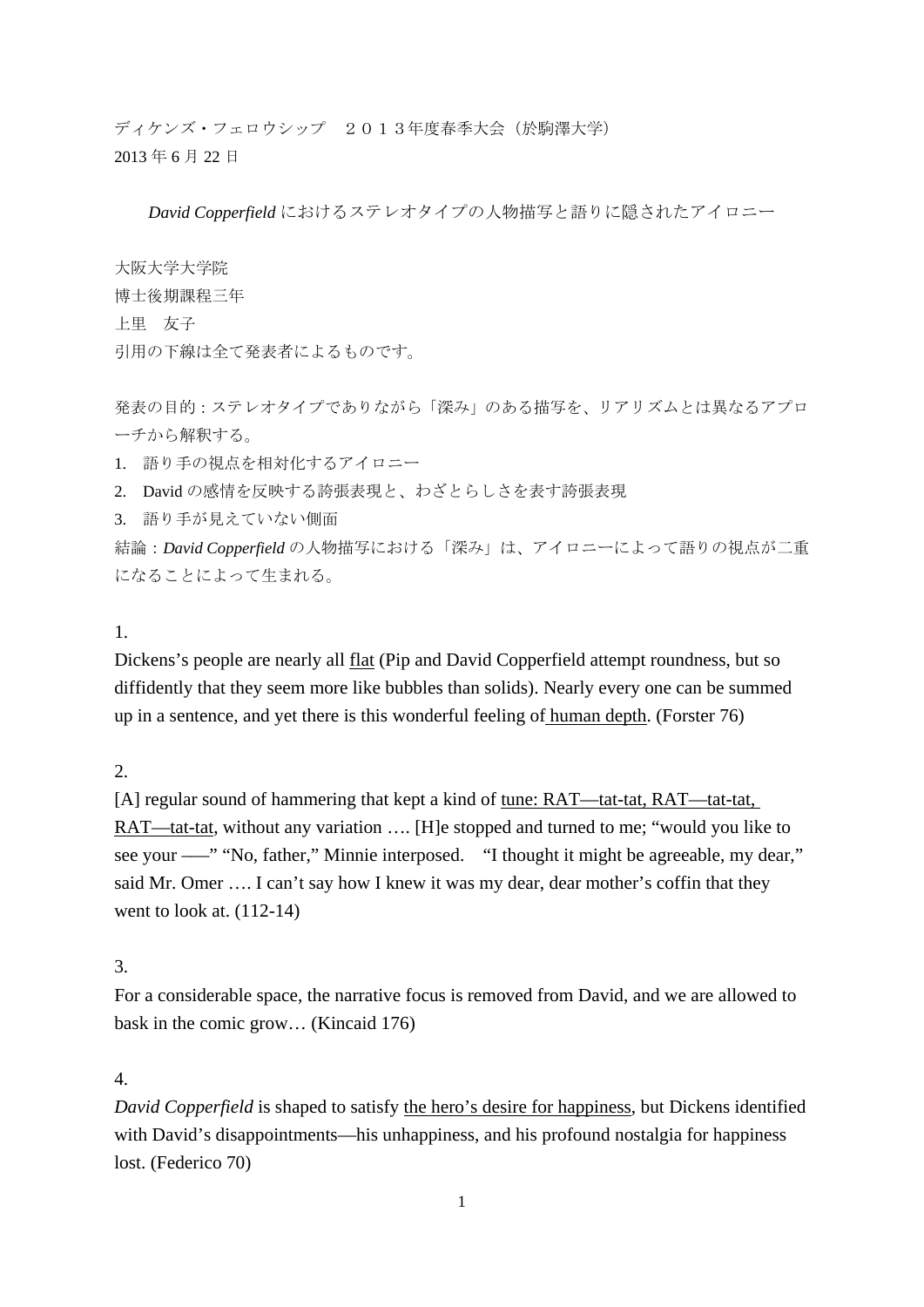ディケンズ・フェロウシップ　２０１３年度春季大会（於駒澤大学）
2013 年 6 月 22 日

*David Copperfield* におけるステレオタイプの人物描写と語りに隠されたアイロニー

大阪大学大学院
博士後期課程三年
上里　友子
引用の下線は全て発表者によるものです。

発表の目的 : ステレオタイプでありながら「深み」のある描写を、リアリズムとは異なるアプローチから解釈する。

1. 語り手の視点を相対化するアイロニー
2. David の感情を反映する誇張表現と、わざとらしさを表す誇張表現
3. 語り手が見えていない側面

結論：*David Copperfield* の人物描写における「深み」は、アイロニーによって語りの視点が二重になることによって生まれる。

1.

Dickens's people are nearly all <u>flat</u> (Pip and David Copperfield attempt roundness, but so diffidently that they seem more like bubbles than solids). Nearly every one can be summed up in a sentence, and yet there is this wonderful feeling of <u>human depth</u>. (Forster 76)

2.

[A] regular sound of hammering that kept a kind of <u>tune: RAT—tat-tat, RAT—tat-tat, RAT—tat-tat</u>, without any variation …. [H]e stopped and turned to me; "would you like to see your —–" "No, father," Minnie interposed.　"I thought it might be agreeable, my dear," said Mr. Omer …. I can't say how I knew it was my dear, dear mother's coffin that they went to look at. (112-14)

3.

For a considerable space, the narrative focus is removed from David, and we are allowed to bask in the comic grow… (Kincaid 176)

4.

*David Copperfield* is shaped to satisfy <u>the hero's desire for happiness</u>, but Dickens identified with David's disappointments—his unhappiness, and his profound nostalgia for happiness lost. (Federico 70)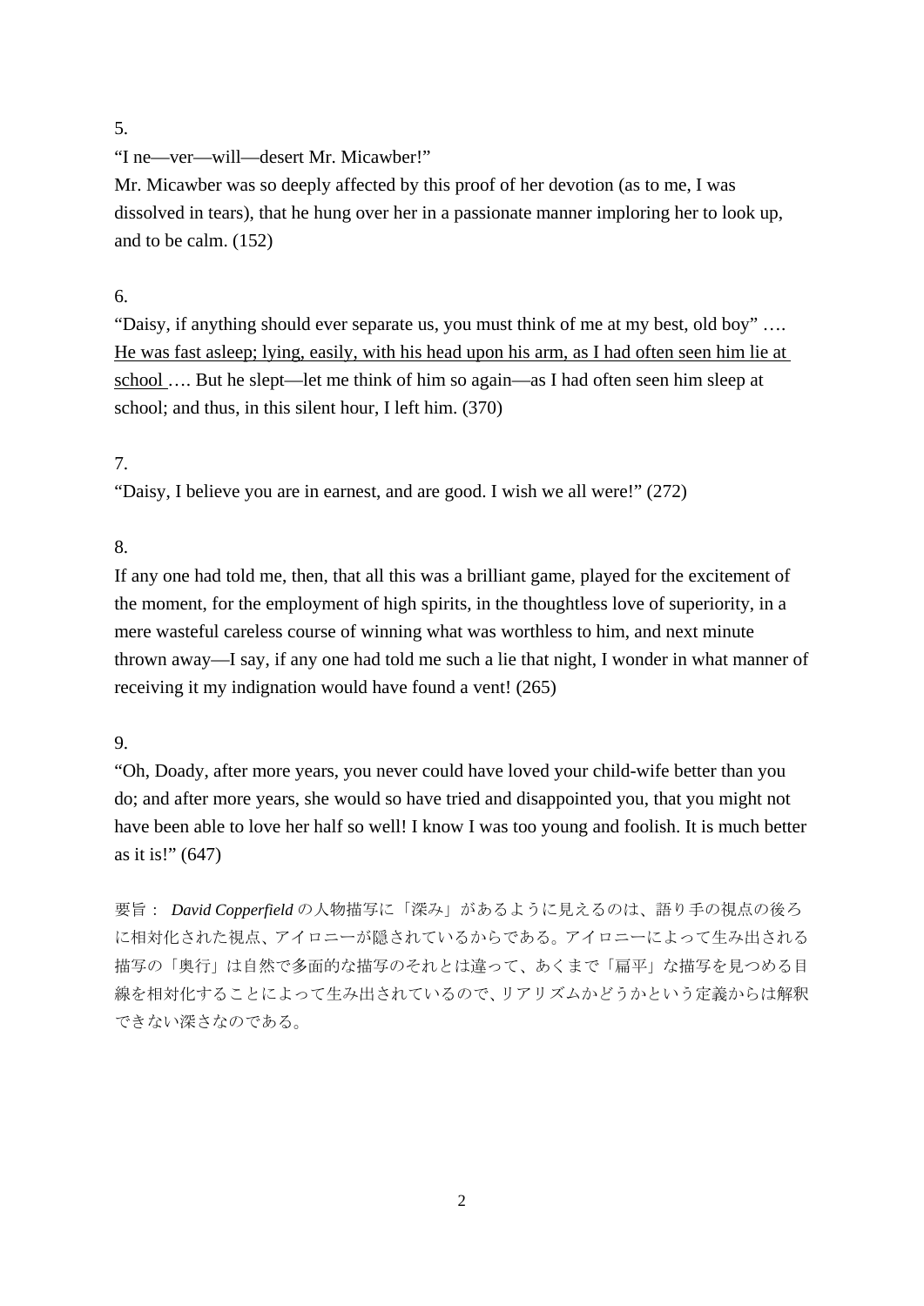5.

"I ne—ver—will—desert Mr. Micawber!"

Mr. Micawber was so deeply affected by this proof of her devotion (as to me, I was dissolved in tears), that he hung over her in a passionate manner imploring her to look up, and to be calm. (152)

6.

"Daisy, if anything should ever separate us, you must think of me at my best, old boy" …. <u>He was fast asleep; lying, easily, with his head upon his arm, as I had often seen him lie at school</u> …. But he slept—let me think of him so again—as I had often seen him sleep at school; and thus, in this silent hour, I left him. (370)

7.

"Daisy, I believe you are in earnest, and are good. I wish we all were!" (272)

8.

If any one had told me, then, that all this was a brilliant game, played for the excitement of the moment, for the employment of high spirits, in the thoughtless love of superiority, in a mere wasteful careless course of winning what was worthless to him, and next minute thrown away—I say, if any one had told me such a lie that night, I wonder in what manner of receiving it my indignation would have found a vent! (265)

9.

"Oh, Doady, after more years, you never could have loved your child-wife better than you do; and after more years, she would so have tried and disappointed you, that you might not have been able to love her half so well! I know I was too young and foolish. It is much better as it is!" (647)

要旨： *David Copperfield* の人物描写に「深み」があるように見えるのは、語り手の視点の後ろに相対化された視点、アイロニーが隠されているからである。アイロニーによって生み出される描写の「奥行」は自然で多面的な描写のそれとは違って、あくまで「扁平」な描写を見つめる目線を相対化することによって生み出されているので、リアリズムかどうかという定義からは解釈できない深さなのである。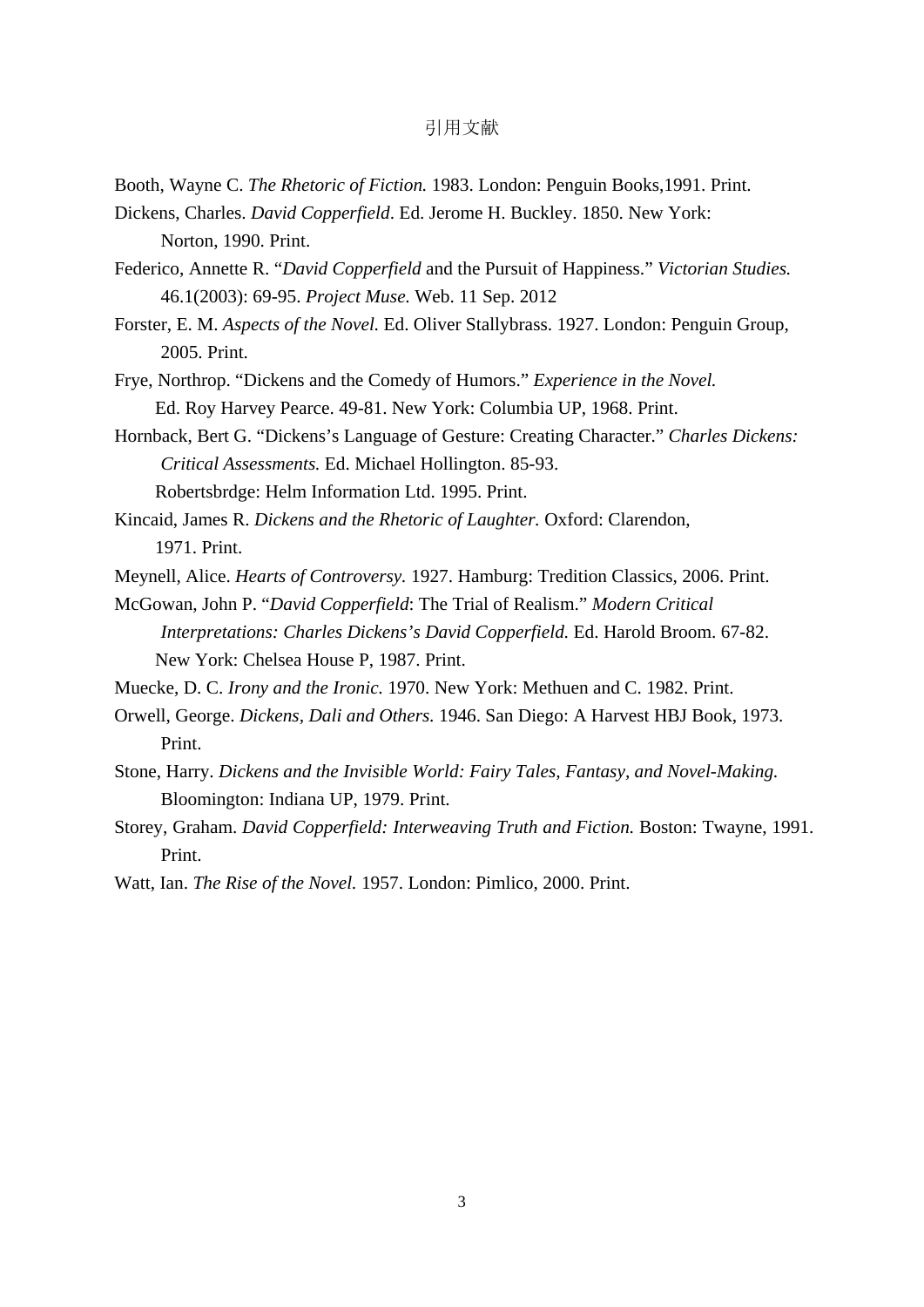# 引用文献

Booth, Wayne C. *The Rhetoric of Fiction.* 1983. London: Penguin Books,1991. Print.

Dickens, Charles. *David Copperfield*. Ed. Jerome H. Buckley. 1850. New York: Norton, 1990. Print.

Federico, Annette R. "*David Copperfield* and the Pursuit of Happiness." *Victorian Studies.* 46.1(2003): 69-95. *Project Muse.* Web. 11 Sep. 2012

Forster, E. M. *Aspects of the Novel.* Ed. Oliver Stallybrass. 1927. London: Penguin Group, 2005. Print.

Frye, Northrop. "Dickens and the Comedy of Humors." *Experience in the Novel.* Ed. Roy Harvey Pearce. 49-81. New York: Columbia UP, 1968. Print.

Hornback, Bert G. "Dickens's Language of Gesture: Creating Character." *Charles Dickens: Critical Assessments.* Ed. Michael Hollington. 85-93. Robertsbrdge: Helm Information Ltd. 1995. Print.

Kincaid, James R. *Dickens and the Rhetoric of Laughter.* Oxford: Clarendon, 1971. Print.

Meynell, Alice. *Hearts of Controversy.* 1927. Hamburg: Tredition Classics, 2006. Print.

McGowan, John P. "*David Copperfield*: The Trial of Realism." *Modern Critical Interpretations: Charles Dickens's David Copperfield.* Ed. Harold Broom. 67-82. New York: Chelsea House P, 1987. Print.

Muecke, D. C. *Irony and the Ironic.* 1970. New York: Methuen and C. 1982. Print.

Orwell, George. *Dickens, Dali and Others.* 1946. San Diego: A Harvest HBJ Book, 1973. Print.

Stone, Harry. *Dickens and the Invisible World: Fairy Tales, Fantasy, and Novel-Making.* Bloomington: Indiana UP, 1979. Print.

Storey, Graham. *David Copperfield: Interweaving Truth and Fiction.* Boston: Twayne, 1991. Print.

Watt, Ian. *The Rise of the Novel.* 1957. London: Pimlico, 2000. Print.